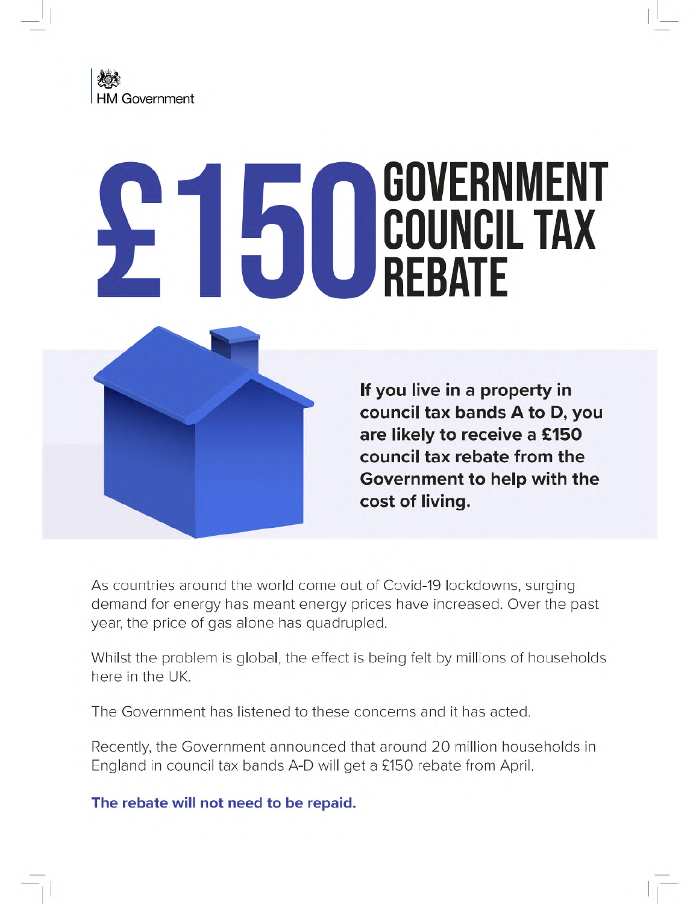HM Government

# £150 GOVERNMENT COUNCIL TAX REBATE

**If you live in a property in council tax bands A to D, you are likely to receive a £150 council tax rebate from the Government to help with the cost of living.**

As countries around the world come out of Covid-19 lockdowns, surging demand for energy has meant energy prices have increased. Over the past year, the price of gas alone has quadrupled.

Whilst the problem is global, the effect is being felt by millions of households here in the UK.

The Government has listened to these concerns and it has acted.

Recently, the Government announced that around 20 million households in England in council tax bands A-D will get a £150 rebate from April.

**The rebate will not need to be repaid.**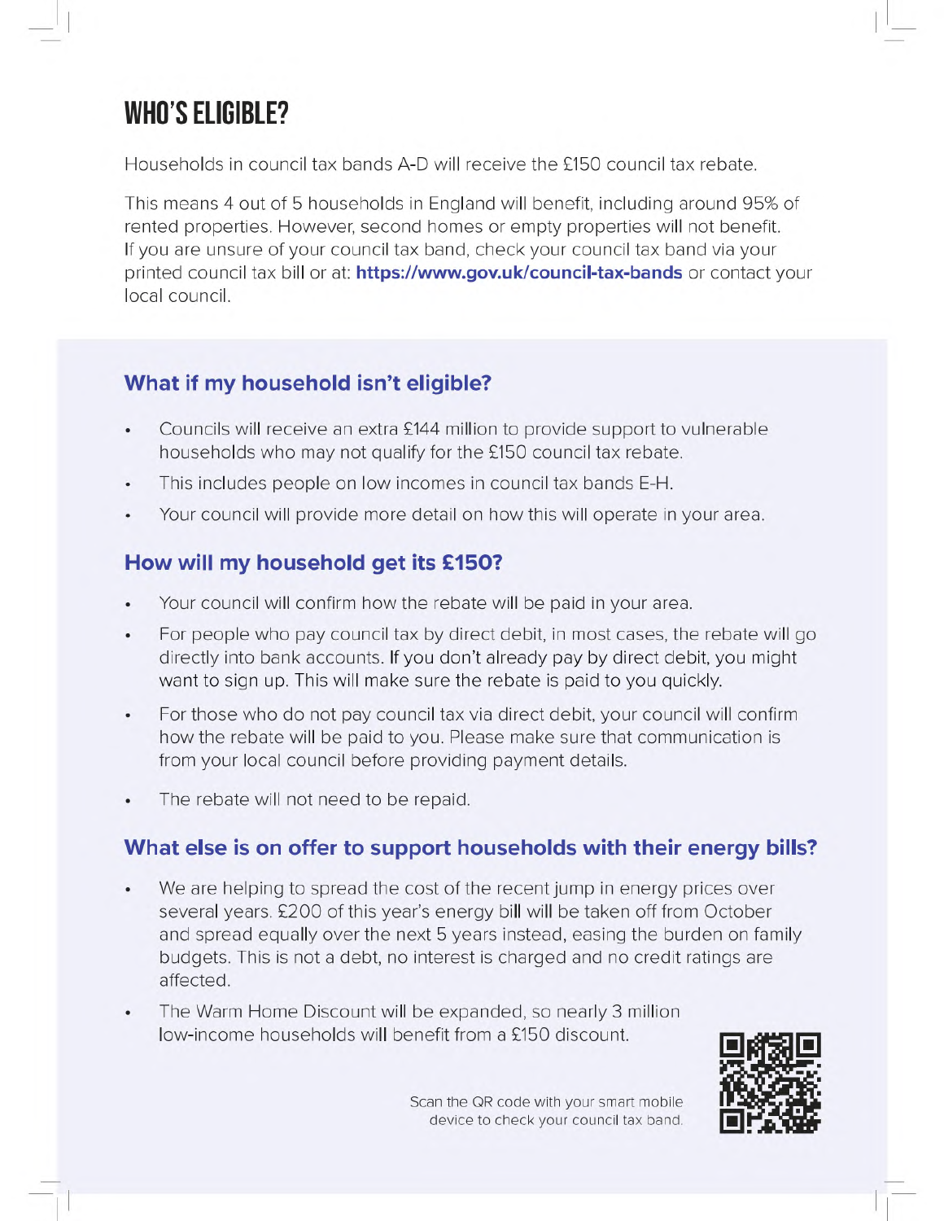# WHO'S ELIGIBLE?

Households in council tax bands A-D will receive the £150 council tax rebate.

This means 4 out of 5 households in England will benefit, including around 95% of rented properties. However, second homes or empty properties will not benefit. If you are unsure of your council tax band, check your council tax band via your printed council tax bill or at: **https://www.gov.uk/council-tax-bands** or contact your local council.

## What if my household isn't eligible?

- Councils will receive an extra £144 million to provide support to vulnerable households who may not qualify for the £150 council tax rebate.
- This includes people on low incomes in council tax bands E-H.
- Your council will provide more detail on how this will operate in your area.

## How will my household get its £150?

- Your council will confirm how the rebate will be paid in your area.
- For people who pay council tax by direct debit, in most cases, the rebate will go directly into bank accounts. If you don't already pay by direct debit, you might want to sign up. This will make sure the rebate is paid to you quickly.
- For those who do not pay council tax via direct debit, your council will confirm how the rebate will be paid to you. Please make sure that communication is from your local council before providing payment details.
- The rebate will not need to be repaid.

## What else is on offer to support households with their energy bills?

- We are helping to spread the cost of the recent jump in energy prices over several years. £200 of this year's energy bill will be taken off from October and spread equally over the next 5 years instead, easing the burden on family budgets. This is not a debt, no interest is charged and no credit ratings are affected.
- The Warm Home Discount will be expanded, so nearly 3 million low-income households will benefit from a £150 discount.

Scan the QR code with your smart mobile device to check your council tax band.